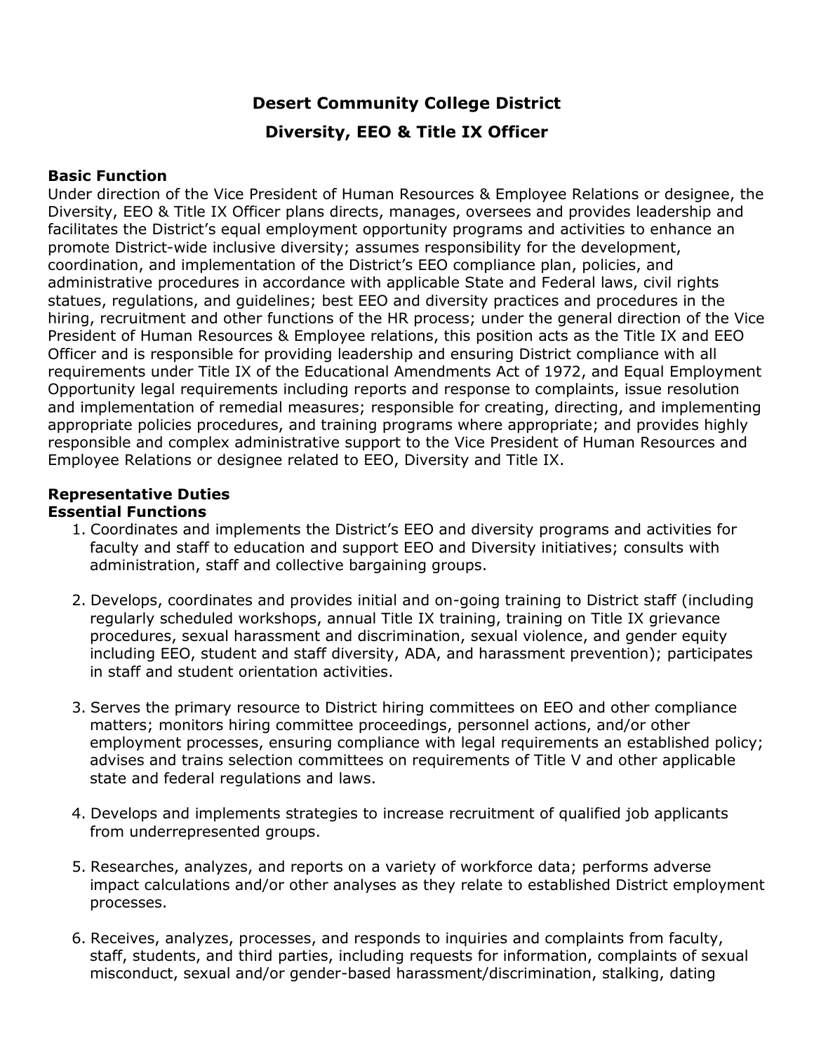# Desert Community College District

## Diversity, EEO & Title IX Officer

**Basic Function**
Under direction of the Vice President of Human Resources & Employee Relations or designee, the Diversity, EEO & Title IX Officer plans directs, manages, oversees and provides leadership and facilitates the District's equal employment opportunity programs and activities to enhance an promote District-wide inclusive diversity; assumes responsibility for the development, coordination, and implementation of the District's EEO compliance plan, policies, and administrative procedures in accordance with applicable State and Federal laws, civil rights statues, regulations, and guidelines; best EEO and diversity practices and procedures in the hiring, recruitment and other functions of the HR process; under the general direction of the Vice President of Human Resources & Employee relations, this position acts as the Title IX and EEO Officer and is responsible for providing leadership and ensuring District compliance with all requirements under Title IX of the Educational Amendments Act of 1972, and Equal Employment Opportunity legal requirements including reports and response to complaints, issue resolution and implementation of remedial measures; responsible for creating, directing, and implementing appropriate policies procedures, and training programs where appropriate; and provides highly responsible and complex administrative support to the Vice President of Human Resources and Employee Relations or designee related to EEO, Diversity and Title IX.

**Representative Duties**
**Essential Functions**

1. Coordinates and implements the District's EEO and diversity programs and activities for faculty and staff to education and support EEO and Diversity initiatives; consults with administration, staff and collective bargaining groups.

2. Develops, coordinates and provides initial and on-going training to District staff (including regularly scheduled workshops, annual Title IX training, training on Title IX grievance procedures, sexual harassment and discrimination, sexual violence, and gender equity including EEO, student and staff diversity, ADA, and harassment prevention); participates in staff and student orientation activities.

3. Serves the primary resource to District hiring committees on EEO and other compliance matters; monitors hiring committee proceedings, personnel actions, and/or other employment processes, ensuring compliance with legal requirements an established policy; advises and trains selection committees on requirements of Title V and other applicable state and federal regulations and laws.

4. Develops and implements strategies to increase recruitment of qualified job applicants from underrepresented groups.

5. Researches, analyzes, and reports on a variety of workforce data; performs adverse impact calculations and/or other analyses as they relate to established District employment processes.

6. Receives, analyzes, processes, and responds to inquiries and complaints from faculty, staff, students, and third parties, including requests for information, complaints of sexual misconduct, sexual and/or gender-based harassment/discrimination, stalking, dating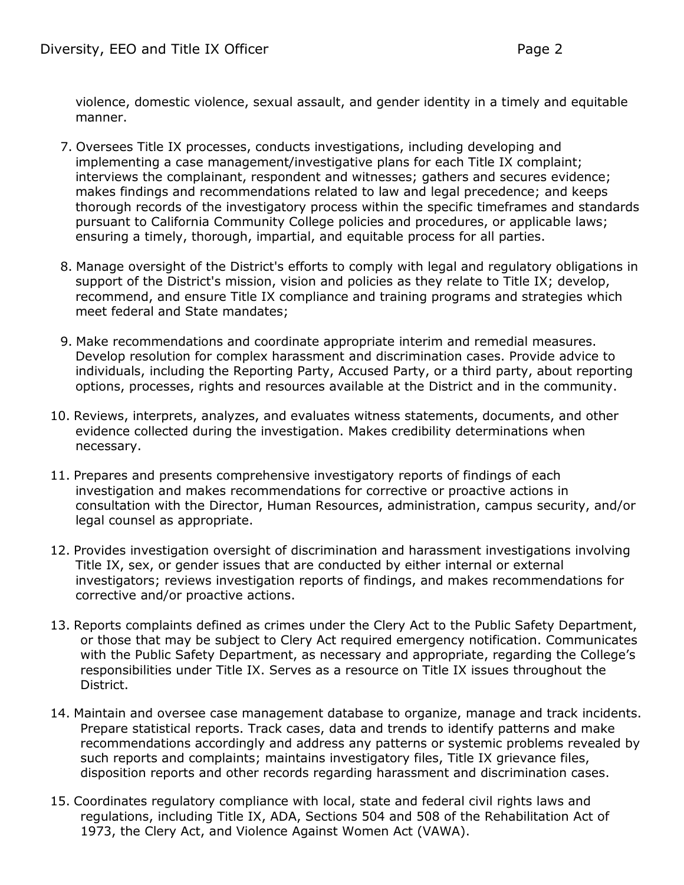violence, domestic violence, sexual assault, and gender identity in a timely and equitable manner.

7. Oversees Title IX processes, conducts investigations, including developing and implementing a case management/investigative plans for each Title IX complaint; interviews the complainant, respondent and witnesses; gathers and secures evidence; makes findings and recommendations related to law and legal precedence; and keeps thorough records of the investigatory process within the specific timeframes and standards pursuant to California Community College policies and procedures, or applicable laws; ensuring a timely, thorough, impartial, and equitable process for all parties.

8. Manage oversight of the District's efforts to comply with legal and regulatory obligations in support of the District's mission, vision and policies as they relate to Title IX; develop, recommend, and ensure Title IX compliance and training programs and strategies which meet federal and State mandates;

9. Make recommendations and coordinate appropriate interim and remedial measures. Develop resolution for complex harassment and discrimination cases. Provide advice to individuals, including the Reporting Party, Accused Party, or a third party, about reporting options, processes, rights and resources available at the District and in the community.

10. Reviews, interprets, analyzes, and evaluates witness statements, documents, and other evidence collected during the investigation. Makes credibility determinations when necessary.

11. Prepares and presents comprehensive investigatory reports of findings of each investigation and makes recommendations for corrective or proactive actions in consultation with the Director, Human Resources, administration, campus security, and/or legal counsel as appropriate.

12. Provides investigation oversight of discrimination and harassment investigations involving Title IX, sex, or gender issues that are conducted by either internal or external investigators; reviews investigation reports of findings, and makes recommendations for corrective and/or proactive actions.

13. Reports complaints defined as crimes under the Clery Act to the Public Safety Department, or those that may be subject to Clery Act required emergency notification. Communicates with the Public Safety Department, as necessary and appropriate, regarding the College's responsibilities under Title IX. Serves as a resource on Title IX issues throughout the District.

14. Maintain and oversee case management database to organize, manage and track incidents. Prepare statistical reports. Track cases, data and trends to identify patterns and make recommendations accordingly and address any patterns or systemic problems revealed by such reports and complaints; maintains investigatory files, Title IX grievance files, disposition reports and other records regarding harassment and discrimination cases.

15. Coordinates regulatory compliance with local, state and federal civil rights laws and regulations, including Title IX, ADA, Sections 504 and 508 of the Rehabilitation Act of 1973, the Clery Act, and Violence Against Women Act (VAWA).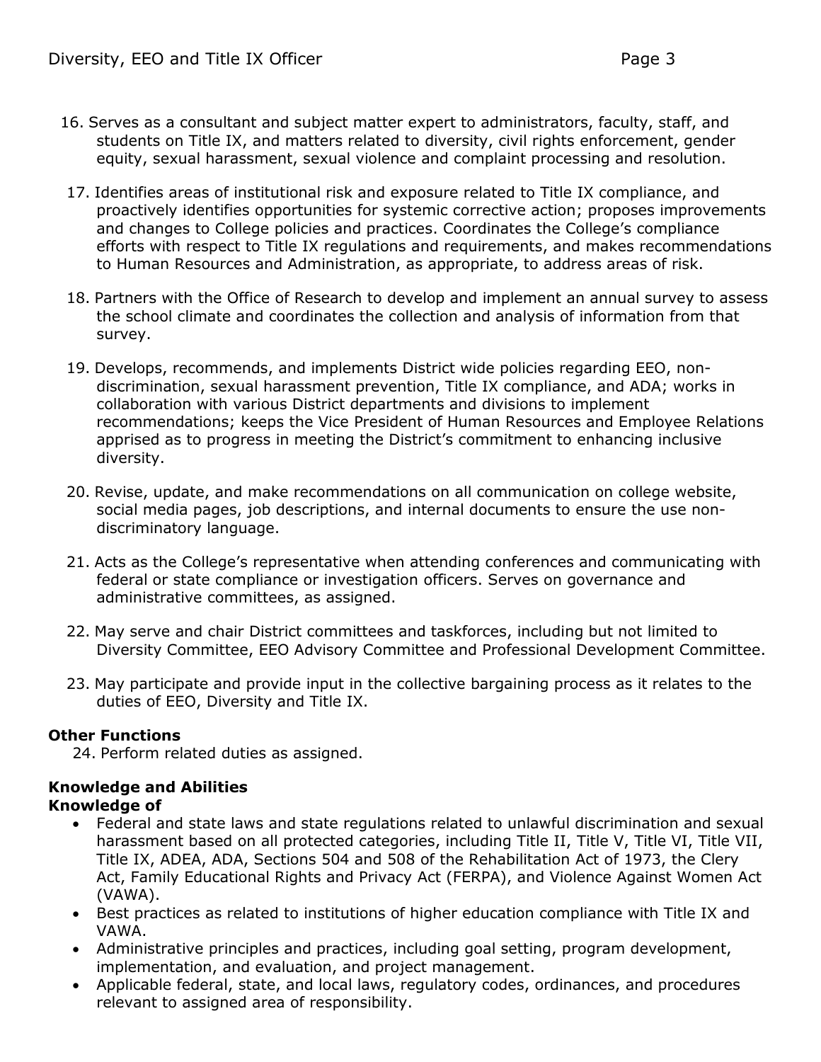16. Serves as a consultant and subject matter expert to administrators, faculty, staff, and students on Title IX, and matters related to diversity, civil rights enforcement, gender equity, sexual harassment, sexual violence and complaint processing and resolution.

17. Identifies areas of institutional risk and exposure related to Title IX compliance, and proactively identifies opportunities for systemic corrective action; proposes improvements and changes to College policies and practices. Coordinates the College's compliance efforts with respect to Title IX regulations and requirements, and makes recommendations to Human Resources and Administration, as appropriate, to address areas of risk.

18. Partners with the Office of Research to develop and implement an annual survey to assess the school climate and coordinates the collection and analysis of information from that survey.

19. Develops, recommends, and implements District wide policies regarding EEO, non-discrimination, sexual harassment prevention, Title IX compliance, and ADA; works in collaboration with various District departments and divisions to implement recommendations; keeps the Vice President of Human Resources and Employee Relations apprised as to progress in meeting the District's commitment to enhancing inclusive diversity.

20. Revise, update, and make recommendations on all communication on college website, social media pages, job descriptions, and internal documents to ensure the use non-discriminatory language.

21. Acts as the College's representative when attending conferences and communicating with federal or state compliance or investigation officers. Serves on governance and administrative committees, as assigned.

22. May serve and chair District committees and taskforces, including but not limited to Diversity Committee, EEO Advisory Committee and Professional Development Committee.

23. May participate and provide input in the collective bargaining process as it relates to the duties of EEO, Diversity and Title IX.

**Other Functions**

24. Perform related duties as assigned.

**Knowledge and Abilities**

**Knowledge of**

- Federal and state laws and state regulations related to unlawful discrimination and sexual harassment based on all protected categories, including Title II, Title V, Title VI, Title VII, Title IX, ADEA, ADA, Sections 504 and 508 of the Rehabilitation Act of 1973, the Clery Act, Family Educational Rights and Privacy Act (FERPA), and Violence Against Women Act (VAWA).
- Best practices as related to institutions of higher education compliance with Title IX and VAWA.
- Administrative principles and practices, including goal setting, program development, implementation, and evaluation, and project management.
- Applicable federal, state, and local laws, regulatory codes, ordinances, and procedures relevant to assigned area of responsibility.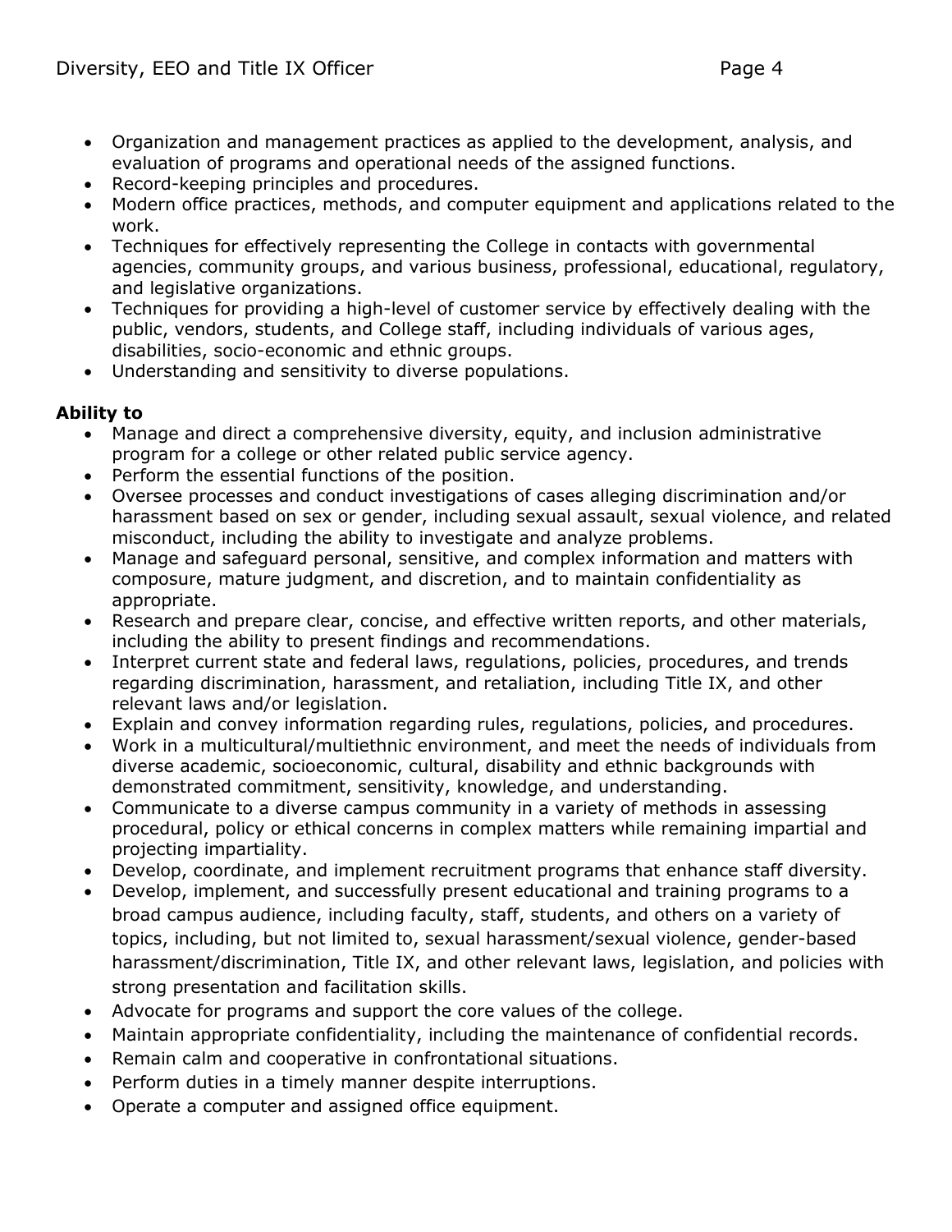- Organization and management practices as applied to the development, analysis, and evaluation of programs and operational needs of the assigned functions.
- Record-keeping principles and procedures.
- Modern office practices, methods, and computer equipment and applications related to the work.
- Techniques for effectively representing the College in contacts with governmental agencies, community groups, and various business, professional, educational, regulatory, and legislative organizations.
- Techniques for providing a high-level of customer service by effectively dealing with the public, vendors, students, and College staff, including individuals of various ages, disabilities, socio-economic and ethnic groups.
- Understanding and sensitivity to diverse populations.

**Ability to**

- Manage and direct a comprehensive diversity, equity, and inclusion administrative program for a college or other related public service agency.
- Perform the essential functions of the position.
- Oversee processes and conduct investigations of cases alleging discrimination and/or harassment based on sex or gender, including sexual assault, sexual violence, and related misconduct, including the ability to investigate and analyze problems.
- Manage and safeguard personal, sensitive, and complex information and matters with composure, mature judgment, and discretion, and to maintain confidentiality as appropriate.
- Research and prepare clear, concise, and effective written reports, and other materials, including the ability to present findings and recommendations.
- Interpret current state and federal laws, regulations, policies, procedures, and trends regarding discrimination, harassment, and retaliation, including Title IX, and other relevant laws and/or legislation.
- Explain and convey information regarding rules, regulations, policies, and procedures.
- Work in a multicultural/multiethnic environment, and meet the needs of individuals from diverse academic, socioeconomic, cultural, disability and ethnic backgrounds with demonstrated commitment, sensitivity, knowledge, and understanding.
- Communicate to a diverse campus community in a variety of methods in assessing procedural, policy or ethical concerns in complex matters while remaining impartial and projecting impartiality.
- Develop, coordinate, and implement recruitment programs that enhance staff diversity.
- Develop, implement, and successfully present educational and training programs to a broad campus audience, including faculty, staff, students, and others on a variety of topics, including, but not limited to, sexual harassment/sexual violence, gender-based harassment/discrimination, Title IX, and other relevant laws, legislation, and policies with strong presentation and facilitation skills.
- Advocate for programs and support the core values of the college.
- Maintain appropriate confidentiality, including the maintenance of confidential records.
- Remain calm and cooperative in confrontational situations.
- Perform duties in a timely manner despite interruptions.
- Operate a computer and assigned office equipment.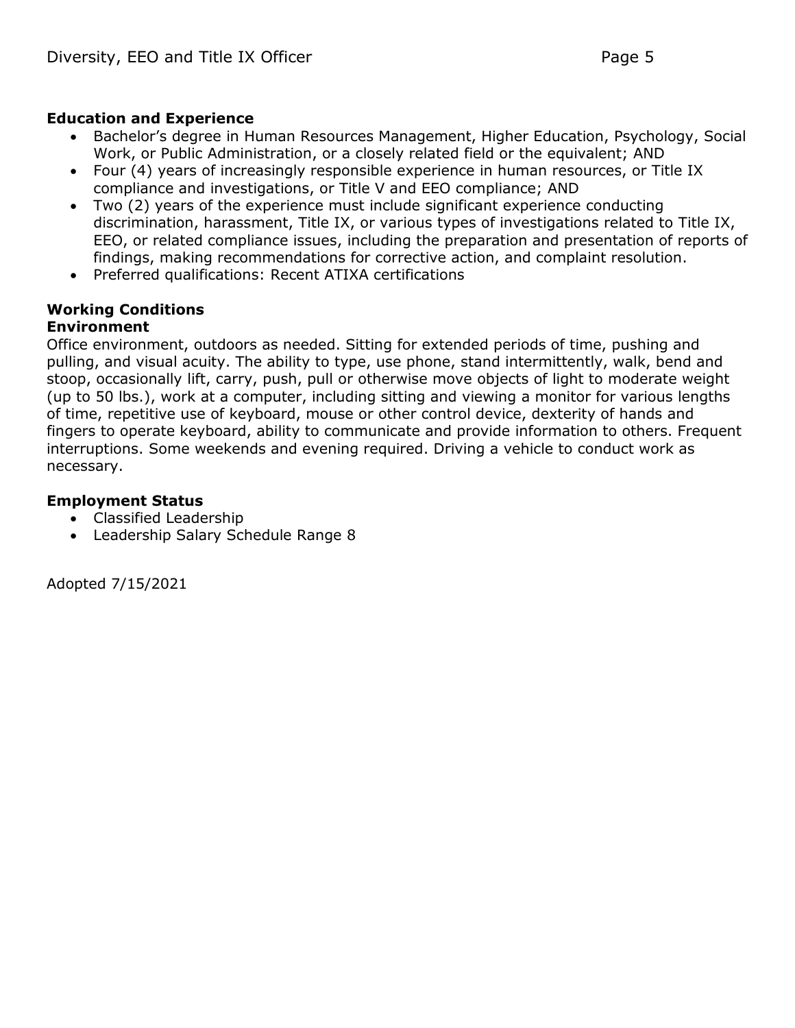**Education and Experience**

- Bachelor's degree in Human Resources Management, Higher Education, Psychology, Social Work, or Public Administration, or a closely related field or the equivalent; AND
- Four (4) years of increasingly responsible experience in human resources, or Title IX compliance and investigations, or Title V and EEO compliance; AND
- Two (2) years of the experience must include significant experience conducting discrimination, harassment, Title IX, or various types of investigations related to Title IX, EEO, or related compliance issues, including the preparation and presentation of reports of findings, making recommendations for corrective action, and complaint resolution.
- Preferred qualifications: Recent ATIXA certifications

**Working Conditions**

**Environment**

Office environment, outdoors as needed. Sitting for extended periods of time, pushing and pulling, and visual acuity. The ability to type, use phone, stand intermittently, walk, bend and stoop, occasionally lift, carry, push, pull or otherwise move objects of light to moderate weight (up to 50 lbs.), work at a computer, including sitting and viewing a monitor for various lengths of time, repetitive use of keyboard, mouse or other control device, dexterity of hands and fingers to operate keyboard, ability to communicate and provide information to others. Frequent interruptions. Some weekends and evening required. Driving a vehicle to conduct work as necessary.

**Employment Status**

- Classified Leadership
- Leadership Salary Schedule Range 8

Adopted 7/15/2021